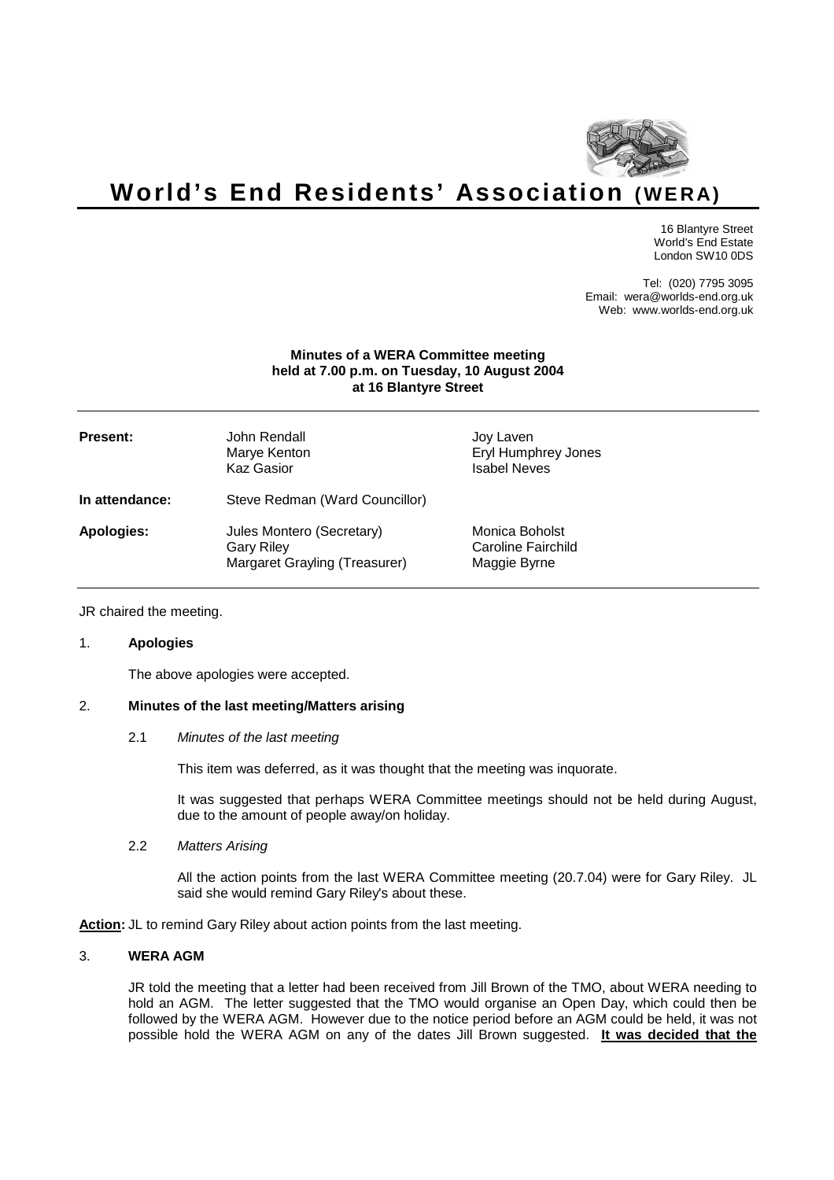// World's End Residents' Association (WERA)

16 Blantyre Street
World's End Estate
London SW10 0DS

Tel: (020) 7795 3095
Email: wera@worlds-end.org.uk
Web: www.worlds-end.org.uk

**Minutes of a WERA Committee meeting held at 7.00 p.m. on Tuesday, 10 August 2004 at 16 Blantyre Street**

| | | |
|---|---|---|
| **Present:** | John Rendall<br>Marye Kenton<br>Kaz Gasior | Joy Laven<br>Eryl Humphrey Jones<br>Isabel Neves |
| **In attendance:** | Steve Redman (Ward Councillor) | |
| **Apologies:** | Jules Montero (Secretary)<br>Gary Riley<br>Margaret Grayling (Treasurer) | Monica Boholst<br>Caroline Fairchild<br>Maggie Byrne |

JR chaired the meeting.

1. **Apologies**

   The above apologies were accepted.

2. **Minutes of the last meeting/Matters arising**

   2.1 *Minutes of the last meeting*

   This item was deferred, as it was thought that the meeting was inquorate.

   It was suggested that perhaps WERA Committee meetings should not be held during August, due to the amount of people away/on holiday.

   2.2 *Matters Arising*

   All the action points from the last WERA Committee meeting (20.7.04) were for Gary Riley. JL said she would remind Gary Riley's about these.

**Action:** JL to remind Gary Riley about action points from the last meeting.

3. **WERA AGM**

   JR told the meeting that a letter had been received from Jill Brown of the TMO, about WERA needing to hold an AGM. The letter suggested that the TMO would organise an Open Day, which could then be followed by the WERA AGM. However due to the notice period before an AGM could be held, it was not possible hold the WERA AGM on any of the dates Jill Brown suggested. **It was decided that the**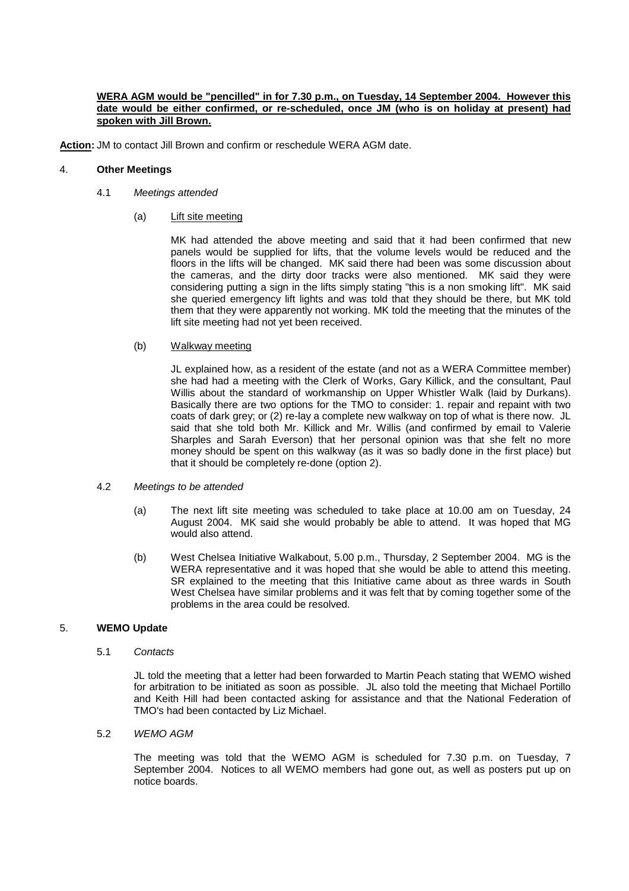**<u>WERA AGM would be "pencilled" in for 7.30 p.m., on Tuesday, 14 September 2004. However this date would be either confirmed, or re-scheduled, once JM (who is on holiday at present) had spoken with Jill Brown.</u>**

**<u>Action:</u>** JM to contact Jill Brown and confirm or reschedule WERA AGM date.

4. **Other Meetings**

4.1 *Meetings attended*

(a) <u>Lift site meeting</u>

MK had attended the above meeting and said that it had been confirmed that new panels would be supplied for lifts, that the volume levels would be reduced and the floors in the lifts will be changed. MK said there had been was some discussion about the cameras, and the dirty door tracks were also mentioned. MK said they were considering putting a sign in the lifts simply stating "this is a non smoking lift". MK said she queried emergency lift lights and was told that they should be there, but MK told them that they were apparently not working. MK told the meeting that the minutes of the lift site meeting had not yet been received.

(b) <u>Walkway meeting</u>

JL explained how, as a resident of the estate (and not as a WERA Committee member) she had had a meeting with the Clerk of Works, Gary Killick, and the consultant, Paul Willis about the standard of workmanship on Upper Whistler Walk (laid by Durkans). Basically there are two options for the TMO to consider: 1. repair and repaint with two coats of dark grey; or (2) re-lay a complete new walkway on top of what is there now. JL said that she told both Mr. Killick and Mr. Willis (and confirmed by email to Valerie Sharples and Sarah Everson) that her personal opinion was that she felt no more money should be spent on this walkway (as it was so badly done in the first place) but that it should be completely re-done (option 2).

4.2 *Meetings to be attended*

(a) The next lift site meeting was scheduled to take place at 10.00 am on Tuesday, 24 August 2004. MK said she would probably be able to attend. It was hoped that MG would also attend.

(b) West Chelsea Initiative Walkabout, 5.00 p.m., Thursday, 2 September 2004. MG is the WERA representative and it was hoped that she would be able to attend this meeting. SR explained to the meeting that this Initiative came about as three wards in South West Chelsea have similar problems and it was felt that by coming together some of the problems in the area could be resolved.

5. **WEMO Update**

5.1 *Contacts*

JL told the meeting that a letter had been forwarded to Martin Peach stating that WEMO wished for arbitration to be initiated as soon as possible. JL also told the meeting that Michael Portillo and Keith Hill had been contacted asking for assistance and that the National Federation of TMO's had been contacted by Liz Michael.

5.2 *WEMO AGM*

The meeting was told that the WEMO AGM is scheduled for 7.30 p.m. on Tuesday, 7 September 2004. Notices to all WEMO members had gone out, as well as posters put up on notice boards.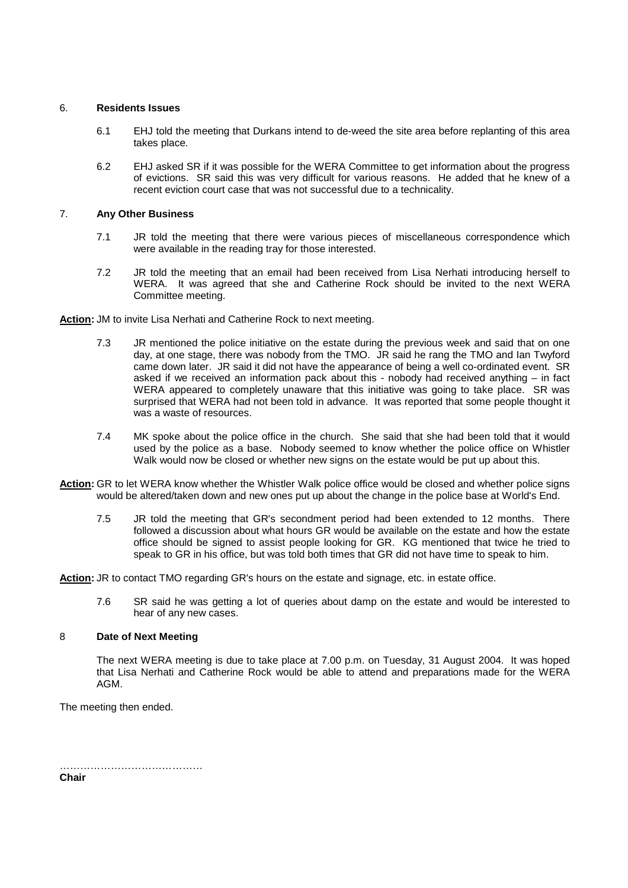6. **Residents Issues**

6.1 EHJ told the meeting that Durkans intend to de-weed the site area before replanting of this area takes place.

6.2 EHJ asked SR if it was possible for the WERA Committee to get information about the progress of evictions. SR said this was very difficult for various reasons. He added that he knew of a recent eviction court case that was not successful due to a technicality.

7. **Any Other Business**

7.1 JR told the meeting that there were various pieces of miscellaneous correspondence which were available in the reading tray for those interested.

7.2 JR told the meeting that an email had been received from Lisa Nerhati introducing herself to WERA. It was agreed that she and Catherine Rock should be invited to the next WERA Committee meeting.

**Action:** JM to invite Lisa Nerhati and Catherine Rock to next meeting.

7.3 JR mentioned the police initiative on the estate during the previous week and said that on one day, at one stage, there was nobody from the TMO. JR said he rang the TMO and Ian Twyford came down later. JR said it did not have the appearance of being a well co-ordinated event. SR asked if we received an information pack about this - nobody had received anything – in fact WERA appeared to completely unaware that this initiative was going to take place. SR was surprised that WERA had not been told in advance. It was reported that some people thought it was a waste of resources.

7.4 MK spoke about the police office in the church. She said that she had been told that it would used by the police as a base. Nobody seemed to know whether the police office on Whistler Walk would now be closed or whether new signs on the estate would be put up about this.

**Action:** GR to let WERA know whether the Whistler Walk police office would be closed and whether police signs would be altered/taken down and new ones put up about the change in the police base at World's End.

7.5 JR told the meeting that GR's secondment period had been extended to 12 months. There followed a discussion about what hours GR would be available on the estate and how the estate office should be signed to assist people looking for GR. KG mentioned that twice he tried to speak to GR in his office, but was told both times that GR did not have time to speak to him.

**Action:** JR to contact TMO regarding GR's hours on the estate and signage, etc. in estate office.

7.6 SR said he was getting a lot of queries about damp on the estate and would be interested to hear of any new cases.

8 **Date of Next Meeting**

The next WERA meeting is due to take place at 7.00 p.m. on Tuesday, 31 August 2004. It was hoped that Lisa Nerhati and Catherine Rock would be able to attend and preparations made for the WERA AGM.

The meeting then ended.

…………………………………….
**Chair**